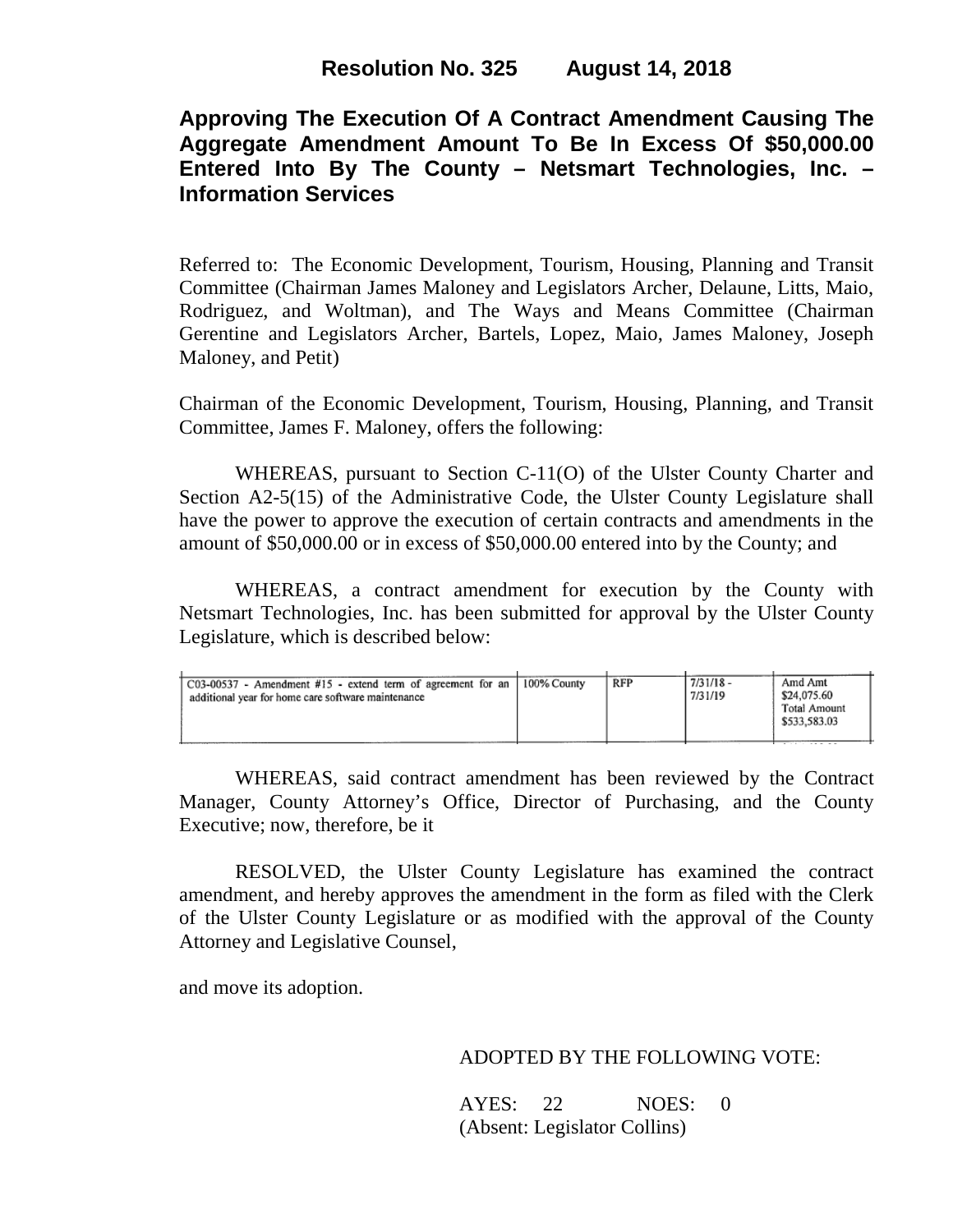# Resolution No. 325 August 14, 2018

## Approving The Execution Of A Contract Amendment Causing The Aggregate Amendment Amount To Be In Excess Of $50,000.00 Entered Into By The County – Netsmart Technologies, Inc. – Information Services

Referred to: The Economic Development, Tourism, Housing, Planning and Transit Committee (Chairman James Maloney and Legislators Archer, Delaune, Litts, Maio, Rodriguez, and Woltman), and The Ways and Means Committee (Chairman Gerentine and Legislators Archer, Bartels, Lopez, Maio, James Maloney, Joseph Maloney, and Petit)

Chairman of the Economic Development, Tourism, Housing, Planning, and Transit Committee, James F. Maloney, offers the following:

WHEREAS, pursuant to Section C-11(O) of the Ulster County Charter and Section A2-5(15) of the Administrative Code, the Ulster County Legislature shall have the power to approve the execution of certain contracts and amendments in the amount of $50,000.00 or in excess of $50,000.00 entered into by the County; and

WHEREAS, a contract amendment for execution by the County with Netsmart Technologies, Inc. has been submitted for approval by the Ulster County Legislature, which is described below:

| | | | | |
|---|---|---|---|---|
| C03-00537 - Amendment #15 - extend term of agreement for an additional year for home care software maintenance | 100% County | RFP | 7/31/18 - 7/31/19 | Amd Amt $24,075.60 Total Amount $533,583.03 |

WHEREAS, said contract amendment has been reviewed by the Contract Manager, County Attorney's Office, Director of Purchasing, and the County Executive; now, therefore, be it

RESOLVED, the Ulster County Legislature has examined the contract amendment, and hereby approves the amendment in the form as filed with the Clerk of the Ulster County Legislature or as modified with the approval of the County Attorney and Legislative Counsel,

and move its adoption.

ADOPTED BY THE FOLLOWING VOTE:

AYES: 22 NOES: 0
(Absent: Legislator Collins)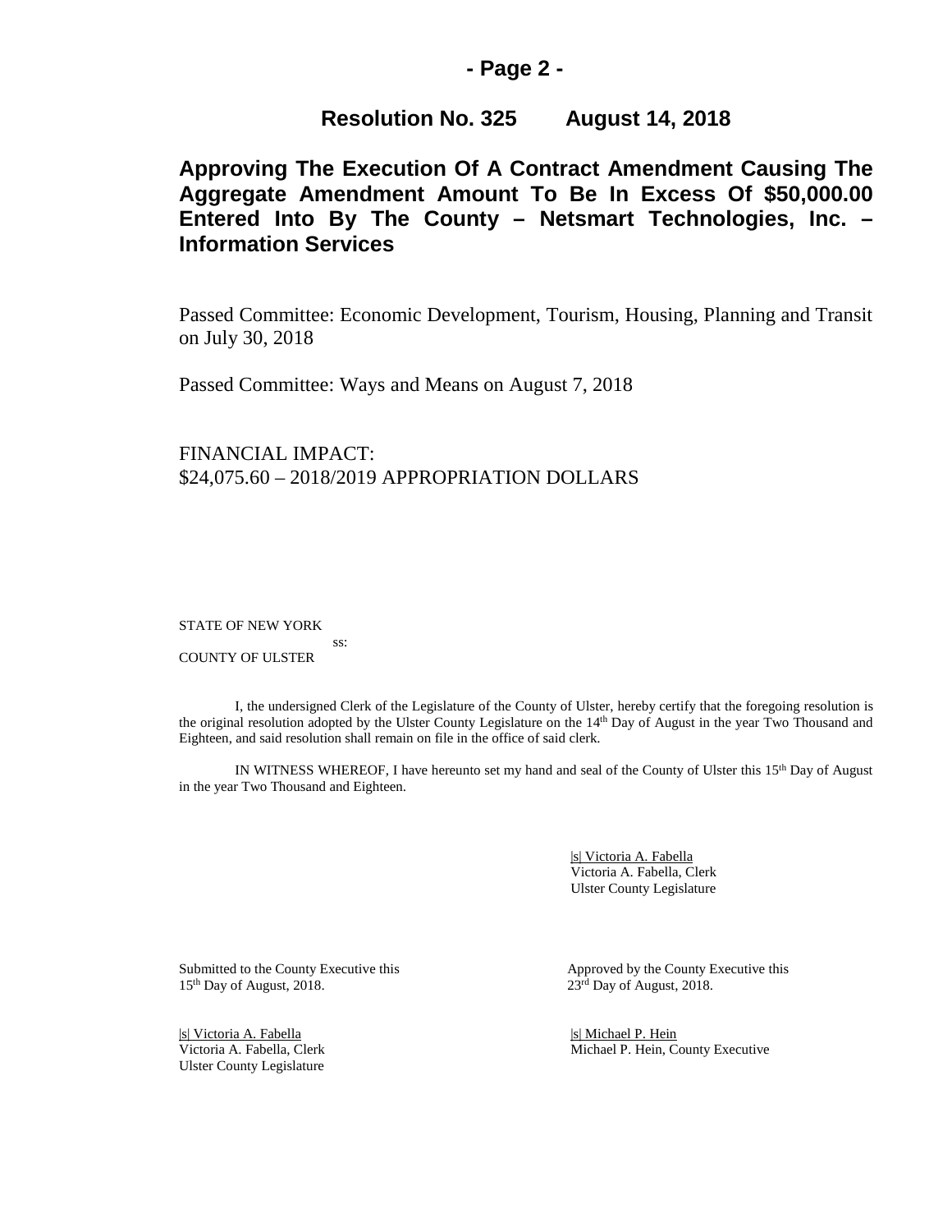## Resolution No. 325 August 14, 2018

## Approving The Execution Of A Contract Amendment Causing The Aggregate Amendment Amount To Be In Excess Of $50,000.00 Entered Into By The County – Netsmart Technologies, Inc. – Information Services

Passed Committee: Economic Development, Tourism, Housing, Planning and Transit on July 30, 2018

Passed Committee: Ways and Means on August 7, 2018

FINANCIAL IMPACT:
$24,075.60 – 2018/2019 APPROPRIATION DOLLARS

STATE OF NEW YORK
ss:
COUNTY OF ULSTER

I, the undersigned Clerk of the Legislature of the County of Ulster, hereby certify that the foregoing resolution is the original resolution adopted by the Ulster County Legislature on the 14th Day of August in the year Two Thousand and Eighteen, and said resolution shall remain on file in the office of said clerk.

IN WITNESS WHEREOF, I have hereunto set my hand and seal of the County of Ulster this 15th Day of August in the year Two Thousand and Eighteen.

|s| Victoria A. Fabella
Victoria A. Fabella, Clerk
Ulster County Legislature

Submitted to the County Executive this 15th Day of August, 2018.

|s| Victoria A. Fabella
Victoria A. Fabella, Clerk
Ulster County Legislature

Approved by the County Executive this 23rd Day of August, 2018.

|s| Michael P. Hein
Michael P. Hein, County Executive